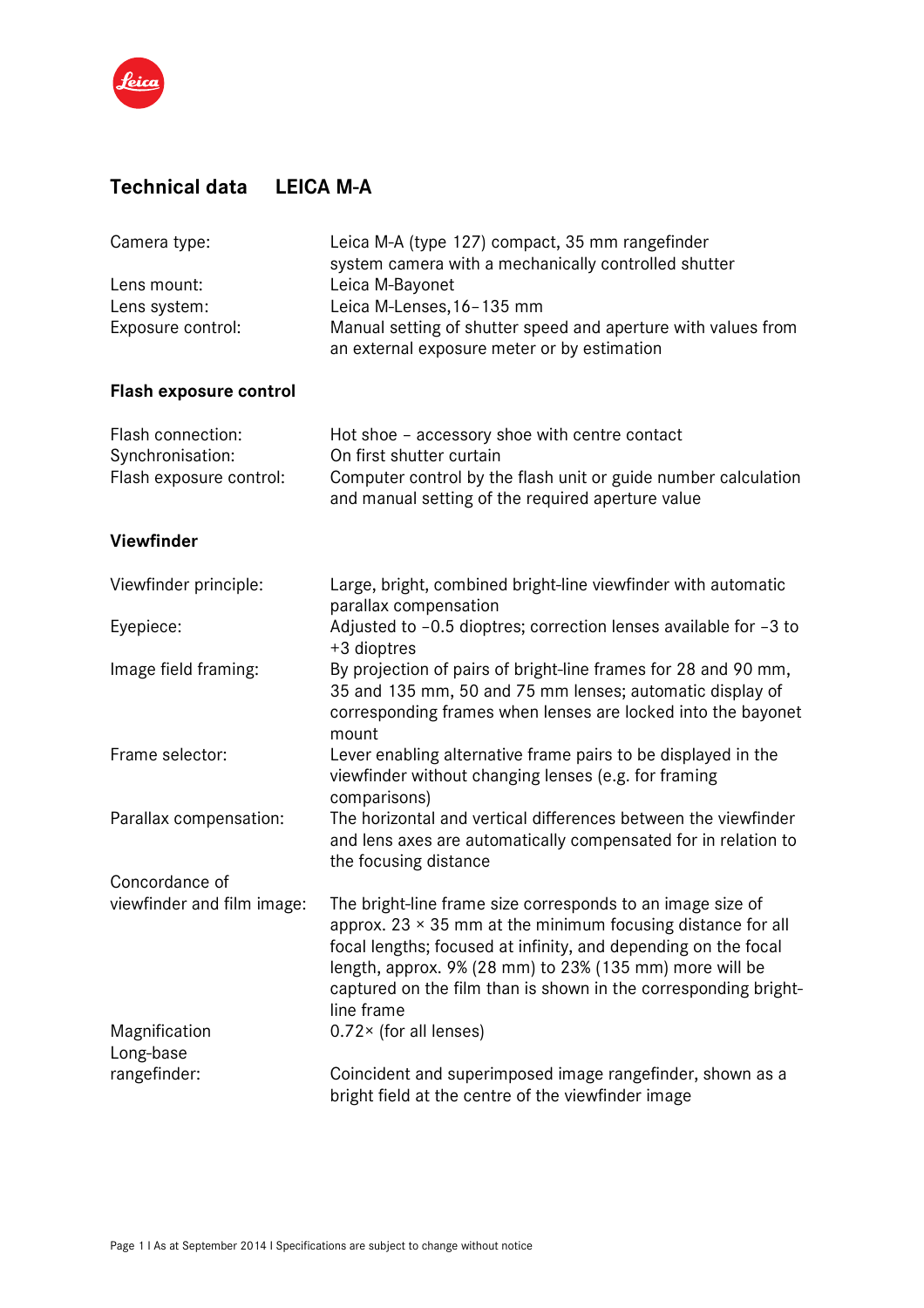# Technical data LEICA M-A

| | |
|---|---|
| Camera type: | Leica M-A (type 127) compact, 35 mm rangefinder system camera with a mechanically controlled shutter |
| Lens mount: | Leica M-Bayonet |
| Lens system: | Leica M-Lenses,16–135 mm |
| Exposure control: | Manual setting of shutter speed and aperture with values from an external exposure meter or by estimation |

## Flash exposure control

| | |
|---|---|
| Flash connection: | Hot shoe – accessory shoe with centre contact |
| Synchronisation: | On first shutter curtain |
| Flash exposure control: | Computer control by the flash unit or guide number calculation and manual setting of the required aperture value |

## Viewfinder

| | |
|---|---|
| Viewfinder principle: | Large, bright, combined bright-line viewfinder with automatic parallax compensation |
| Eyepiece: | Adjusted to –0.5 dioptres; correction lenses available for –3 to +3 dioptres |
| Image field framing: | By projection of pairs of bright-line frames for 28 and 90 mm, 35 and 135 mm, 50 and 75 mm lenses; automatic display of corresponding frames when lenses are locked into the bayonet mount |
| Frame selector: | Lever enabling alternative frame pairs to be displayed in the viewfinder without changing lenses (e.g. for framing comparisons) |
| Parallax compensation: | The horizontal and vertical differences between the viewfinder and lens axes are automatically compensated for in relation to the focusing distance |
| Concordance of viewfinder and film image: | The bright-line frame size corresponds to an image size of approx. 23 × 35 mm at the minimum focusing distance for all focal lengths; focused at infinity, and depending on the focal length, approx. 9% (28 mm) to 23% (135 mm) more will be captured on the film than is shown in the corresponding bright-line frame |
| Magnification | 0.72× (for all lenses) |
| Long-base rangefinder: | Coincident and superimposed image rangefinder, shown as a bright field at the centre of the viewfinder image |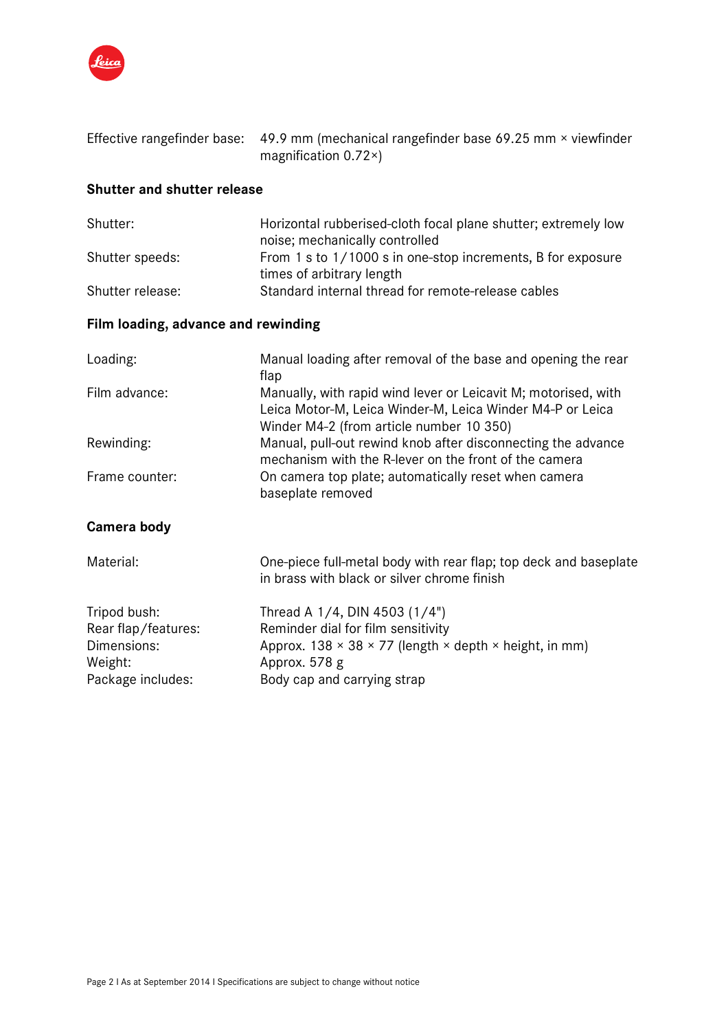| | |
|---|---|
| Effective rangefinder base: | 49.9 mm (mechanical rangefinder base 69.25 mm × viewfinder magnification 0.72×) |

**Shutter and shutter release**

| | |
|---|---|
| Shutter: | Horizontal rubberised-cloth focal plane shutter; extremely low noise; mechanically controlled |
| Shutter speeds: | From 1 s to 1/1000 s in one-stop increments, B for exposure times of arbitrary length |
| Shutter release: | Standard internal thread for remote-release cables |

**Film loading, advance and rewinding**

| | |
|---|---|
| Loading: | Manual loading after removal of the base and opening the rear flap |
| Film advance: | Manually, with rapid wind lever or Leicavit M; motorised, with Leica Motor-M, Leica Winder-M, Leica Winder M4-P or Leica Winder M4-2 (from article number 10 350) |
| Rewinding: | Manual, pull-out rewind knob after disconnecting the advance mechanism with the R-lever on the front of the camera |
| Frame counter: | On camera top plate; automatically reset when camera baseplate removed |

**Camera body**

| | |
|---|---|
| Material: | One-piece full-metal body with rear flap; top deck and baseplate in brass with black or silver chrome finish |
| Tripod bush: | Thread A 1/4, DIN 4503 (1/4") |
| Rear flap/features: | Reminder dial for film sensitivity |
| Dimensions: | Approx. 138 × 38 × 77 (length × depth × height, in mm) |
| Weight: | Approx. 578 g |
| Package includes: | Body cap and carrying strap |